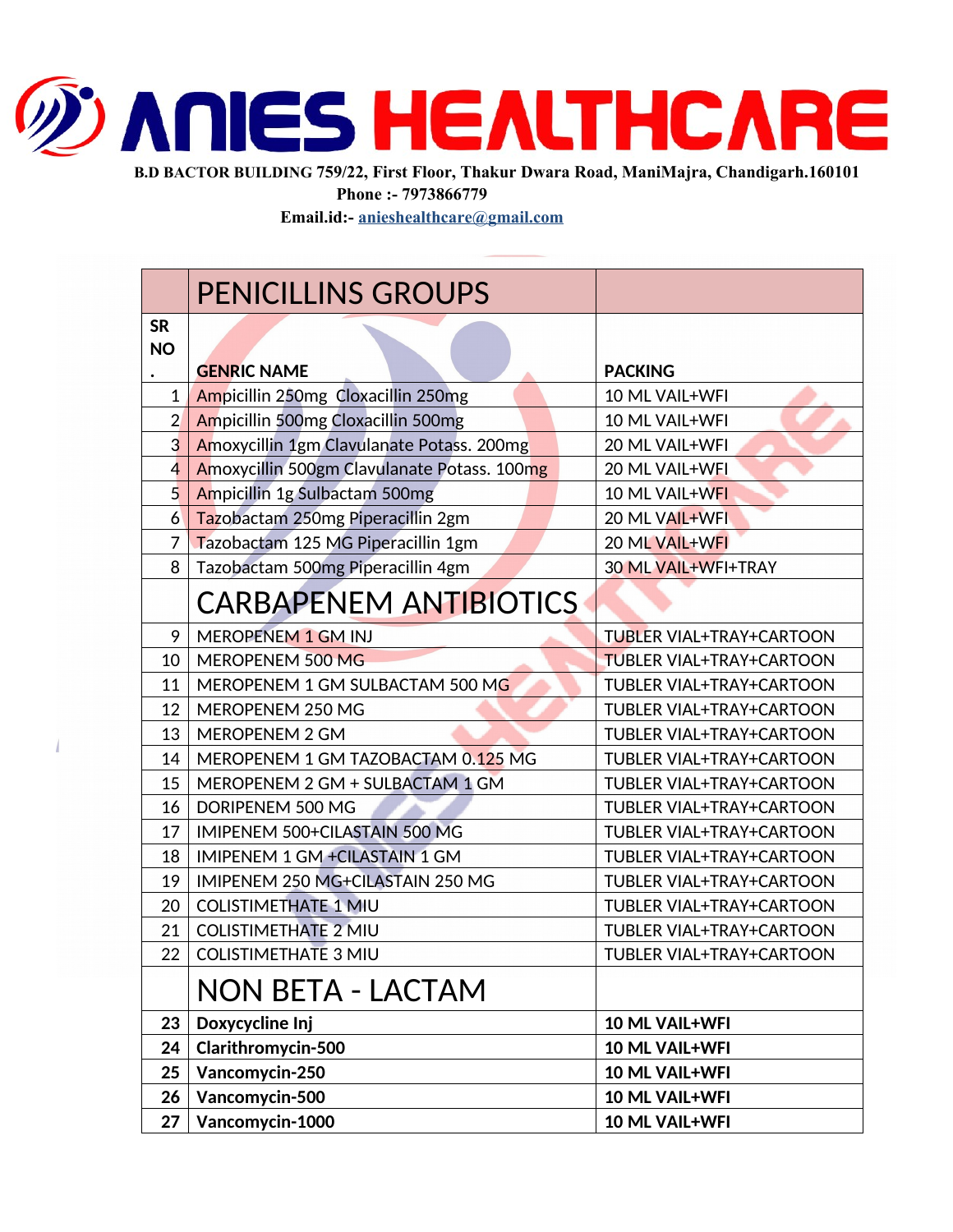# ANIES HEALTHCARE

**B.D BACTOR BUILDING 759/22, First Floor, Thakur Dwara Road, ManiMajra, Chandigarh.160101**

**Phone :- 7973866779**

**Email.id:- anieshealthcare@gmail.com**

| | PENICILLINS GROUPS | |
|---|---|---|
| **SR NO .** | **GENRIC NAME** | **PACKING** |
| 1 | Ampicillin 250mg Cloxacillin 250mg | 10 ML VAIL+WFI |
| 2 | Ampicillin 500mg Cloxacillin 500mg | 10 ML VAIL+WFI |
| 3 | Amoxycillin 1gm Clavulanate Potass. 200mg | 20 ML VAIL+WFI |
| 4 | Amoxycillin 500gm Clavulanate Potass. 100mg | 20 ML VAIL+WFI |
| 5 | Ampicillin 1g Sulbactam 500mg | 10 ML VAIL+WFI |
| 6 | Tazobactam 250mg Piperacillin 2gm | 20 ML VAIL+WFI |
| 7 | Tazobactam 125 MG Piperacillin 1gm | 20 ML VAIL+WFI |
| 8 | Tazobactam 500mg Piperacillin 4gm | 30 ML VAIL+WFI+TRAY |
| | CARBAPENEM ANTIBIOTICS | |
| 9 | MEROPENEM 1 GM INJ | TUBLER VIAL+TRAY+CARTOON |
| 10 | MEROPENEM 500 MG | TUBLER VIAL+TRAY+CARTOON |
| 11 | MEROPENEM 1 GM SULBACTAM 500 MG | TUBLER VIAL+TRAY+CARTOON |
| 12 | MEROPENEM 250 MG | TUBLER VIAL+TRAY+CARTOON |
| 13 | MEROPENEM 2 GM | TUBLER VIAL+TRAY+CARTOON |
| 14 | MEROPENEM 1 GM TAZOBACTAM 0.125 MG | TUBLER VIAL+TRAY+CARTOON |
| 15 | MEROPENEM 2 GM + SULBACTAM 1 GM | TUBLER VIAL+TRAY+CARTOON |
| 16 | DORIPENEM 500 MG | TUBLER VIAL+TRAY+CARTOON |
| 17 | IMIPENEM 500+CILASTAIN 500 MG | TUBLER VIAL+TRAY+CARTOON |
| 18 | IMIPENEM 1 GM +CILASTAIN 1 GM | TUBLER VIAL+TRAY+CARTOON |
| 19 | IMIPENEM 250 MG+CILASTAIN 250 MG | TUBLER VIAL+TRAY+CARTOON |
| 20 | COLISTIMETHATE 1 MIU | TUBLER VIAL+TRAY+CARTOON |
| 21 | COLISTIMETHATE 2 MIU | TUBLER VIAL+TRAY+CARTOON |
| 22 | COLISTIMETHATE 3 MIU | TUBLER VIAL+TRAY+CARTOON |
| | NON BETA - LACTAM | |
| **23** | **Doxycycline Inj** | **10 ML VAIL+WFI** |
| **24** | **Clarithromycin-500** | **10 ML VAIL+WFI** |
| **25** | **Vancomycin-250** | **10 ML VAIL+WFI** |
| **26** | **Vancomycin-500** | **10 ML VAIL+WFI** |
| **27** | **Vancomycin-1000** | **10 ML VAIL+WFI** |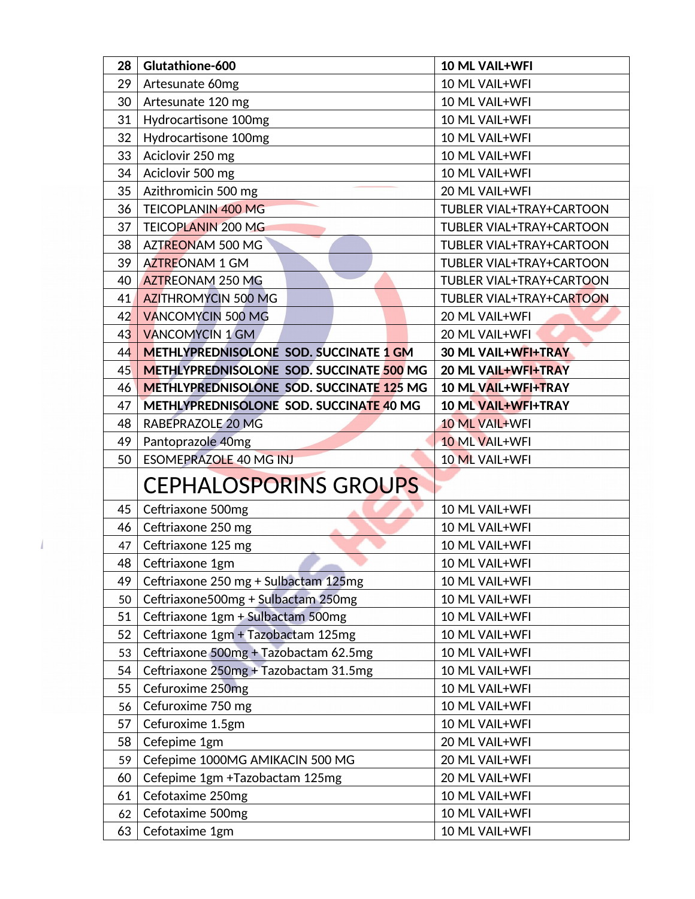| | | |
|---|---|---|
| **28** | **Glutathione-600** | **10 ML VAIL+WFI** |
| 29 | Artesunate 60mg | 10 ML VAIL+WFI |
| 30 | Artesunate 120 mg | 10 ML VAIL+WFI |
| 31 | Hydrocartisone 100mg | 10 ML VAIL+WFI |
| 32 | Hydrocartisone 100mg | 10 ML VAIL+WFI |
| 33 | Aciclovir 250 mg | 10 ML VAIL+WFI |
| 34 | Aciclovir 500 mg | 10 ML VAIL+WFI |
| 35 | Azithromicin 500 mg | 20 ML VAIL+WFI |
| 36 | TEICOPLANIN 400 MG | TUBLER VIAL+TRAY+CARTOON |
| 37 | TEICOPLANIN 200 MG | TUBLER VIAL+TRAY+CARTOON |
| 38 | AZTREONAM 500 MG | TUBLER VIAL+TRAY+CARTOON |
| 39 | AZTREONAM 1 GM | TUBLER VIAL+TRAY+CARTOON |
| 40 | AZTREONAM 250 MG | TUBLER VIAL+TRAY+CARTOON |
| 41 | AZITHROMYCIN 500 MG | TUBLER VIAL+TRAY+CARTOON |
| 42 | VANCOMYCIN 500 MG | 20 ML VAIL+WFI |
| 43 | VANCOMYCIN 1 GM | 20 ML VAIL+WFI |
| 44 | **METHLYPREDNISOLONE SOD. SUCCINATE 1 GM** | **30 ML VAIL+WFI+TRAY** |
| 45 | **METHLYPREDNISOLONE SOD. SUCCINATE 500 MG** | **20 ML VAIL+WFI+TRAY** |
| 46 | **METHLYPREDNISOLONE SOD. SUCCINATE 125 MG** | **10 ML VAIL+WFI+TRAY** |
| 47 | **METHLYPREDNISOLONE SOD. SUCCINATE 40 MG** | **10 ML VAIL+WFI+TRAY** |
| 48 | RABEPRAZOLE 20 MG | 10 ML VAIL+WFI |
| 49 | Pantoprazole 40mg | 10 ML VAIL+WFI |
| 50 | ESOMEPRAZOLE 40 MG INJ | 10 ML VAIL+WFI |
| | CEPHALOSPORINS GROUPS | |
| 45 | Ceftriaxone 500mg | 10 ML VAIL+WFI |
| 46 | Ceftriaxone 250 mg | 10 ML VAIL+WFI |
| 47 | Ceftriaxone 125 mg | 10 ML VAIL+WFI |
| 48 | Ceftriaxone 1gm | 10 ML VAIL+WFI |
| 49 | Ceftriaxone 250 mg + Sulbactam 125mg | 10 ML VAIL+WFI |
| 50 | Ceftriaxone500mg + Sulbactam 250mg | 10 ML VAIL+WFI |
| 51 | Ceftriaxone 1gm + Sulbactam 500mg | 10 ML VAIL+WFI |
| 52 | Ceftriaxone 1gm + Tazobactam 125mg | 10 ML VAIL+WFI |
| 53 | Ceftriaxone 500mg + Tazobactam 62.5mg | 10 ML VAIL+WFI |
| 54 | Ceftriaxone 250mg + Tazobactam 31.5mg | 10 ML VAIL+WFI |
| 55 | Cefuroxime 250mg | 10 ML VAIL+WFI |
| 56 | Cefuroxime 750 mg | 10 ML VAIL+WFI |
| 57 | Cefuroxime 1.5gm | 10 ML VAIL+WFI |
| 58 | Cefepime 1gm | 20 ML VAIL+WFI |
| 59 | Cefepime 1000MG AMIKACIN 500 MG | 20 ML VAIL+WFI |
| 60 | Cefepime 1gm +Tazobactam 125mg | 20 ML VAIL+WFI |
| 61 | Cefotaxime 250mg | 10 ML VAIL+WFI |
| 62 | Cefotaxime 500mg | 10 ML VAIL+WFI |
| 63 | Cefotaxime 1gm | 10 ML VAIL+WFI |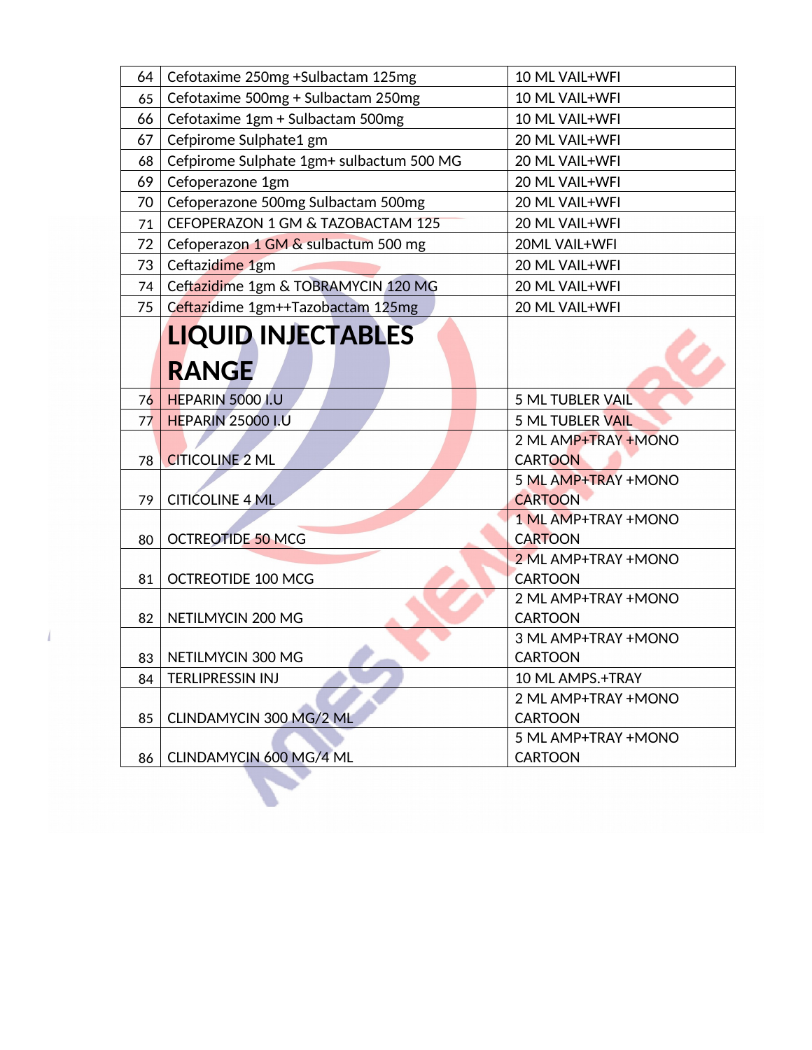| | | |
|---|---|---|
| 64 | Cefotaxime 250mg +Sulbactam 125mg | 10 ML VAIL+WFI |
| 65 | Cefotaxime 500mg + Sulbactam 250mg | 10 ML VAIL+WFI |
| 66 | Cefotaxime 1gm + Sulbactam 500mg | 10 ML VAIL+WFI |
| 67 | Cefpirome Sulphate1 gm | 20 ML VAIL+WFI |
| 68 | Cefpirome Sulphate 1gm+ sulbactum 500 MG | 20 ML VAIL+WFI |
| 69 | Cefoperazone 1gm | 20 ML VAIL+WFI |
| 70 | Cefoperazone 500mg Sulbactam 500mg | 20 ML VAIL+WFI |
| 71 | CEFOPERAZON 1 GM & TAZOBACTAM 125 | 20 ML VAIL+WFI |
| 72 | Cefoperazon 1 GM & sulbactum 500 mg | 20ML VAIL+WFI |
| 73 | Ceftazidime 1gm | 20 ML VAIL+WFI |
| 74 | Ceftazidime 1gm & TOBRAMYCIN 120 MG | 20 ML VAIL+WFI |
| 75 | Ceftazidime 1gm++Tazobactam 125mg | 20 ML VAIL+WFI |
| | **LIQUID INJECTABLES RANGE** | |
| 76 | HEPARIN 5000 I.U | 5 ML TUBLER VAIL |
| 77 | HEPARIN 25000 I.U | 5 ML TUBLER VAIL |
| 78 | CITICOLINE 2 ML | 2 ML AMP+TRAY +MONO CARTOON |
| 79 | CITICOLINE 4 ML | 5 ML AMP+TRAY +MONO CARTOON |
| 80 | OCTREOTIDE 50 MCG | 1 ML AMP+TRAY +MONO CARTOON |
| 81 | OCTREOTIDE 100 MCG | 2 ML AMP+TRAY +MONO CARTOON |
| 82 | NETILMYCIN 200 MG | 2 ML AMP+TRAY +MONO CARTOON |
| 83 | NETILMYCIN 300 MG | 3 ML AMP+TRAY +MONO CARTOON |
| 84 | TERLIPRESSIN INJ | 10 ML AMPS.+TRAY |
| 85 | CLINDAMYCIN 300 MG/2 ML | 2 ML AMP+TRAY +MONO CARTOON |
| 86 | CLINDAMYCIN 600 MG/4 ML | 5 ML AMP+TRAY +MONO CARTOON |